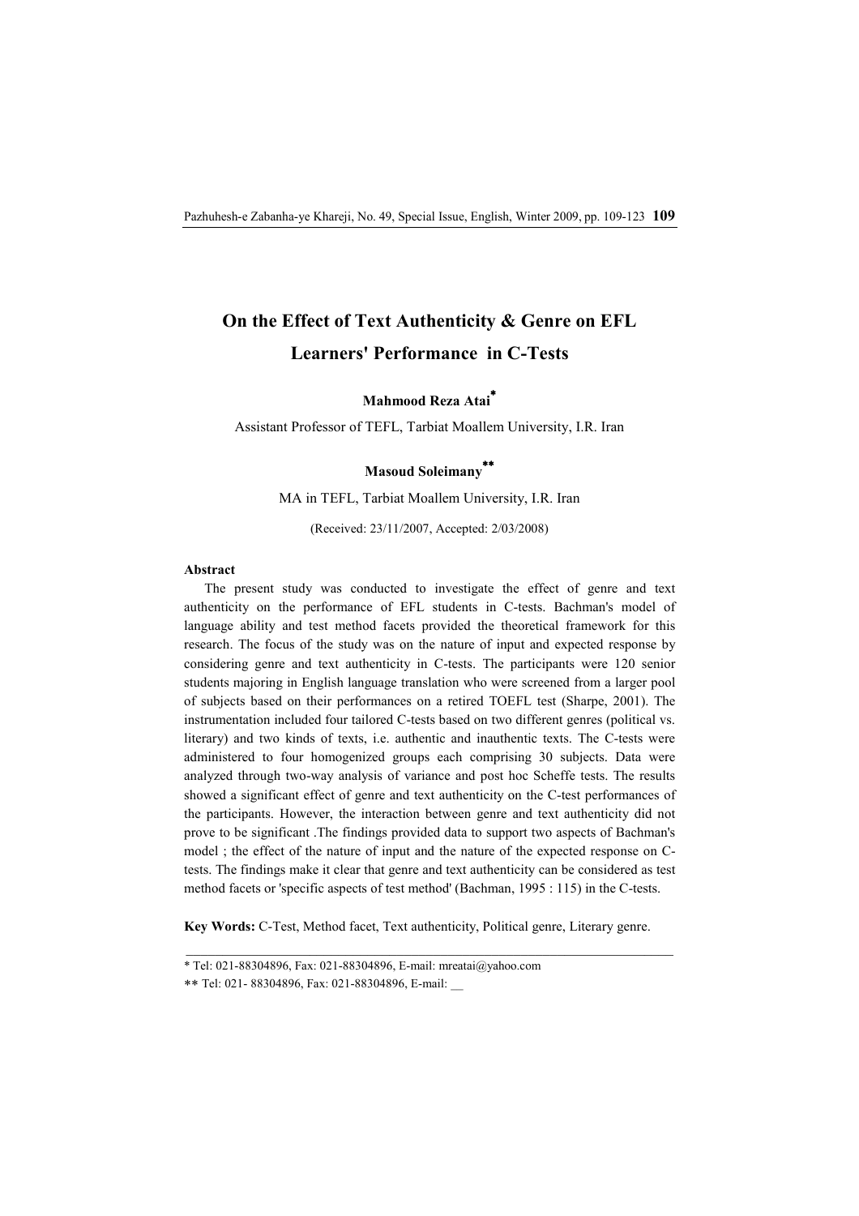# On the Effect of Text Authenticity & Genre on EFL Learners' Performance in C-Tests

**Mahmood Reza Atai***

Assistant Professor of TEFL, Tarbiat Moallem University, I.R. Iran

**Masoud Soleimany****

MA in TEFL, Tarbiat Moallem University, I.R. Iran

(Received: 23/11/2007, Accepted: 2/03/2008)

**Abstract**

The present study was conducted to investigate the effect of genre and text authenticity on the performance of EFL students in C-tests. Bachman's model of language ability and test method facets provided the theoretical framework for this research. The focus of the study was on the nature of input and expected response by considering genre and text authenticity in C-tests. The participants were 120 senior students majoring in English language translation who were screened from a larger pool of subjects based on their performances on a retired TOEFL test (Sharpe, 2001). The instrumentation included four tailored C-tests based on two different genres (political vs. literary) and two kinds of texts, i.e. authentic and inauthentic texts. The C-tests were administered to four homogenized groups each comprising 30 subjects. Data were analyzed through two-way analysis of variance and post hoc Scheffe tests. The results showed a significant effect of genre and text authenticity on the C-test performances of the participants. However, the interaction between genre and text authenticity did not prove to be significant .The findings provided data to support two aspects of Bachman's model ; the effect of the nature of input and the nature of the expected response on C-tests. The findings make it clear that genre and text authenticity can be considered as test method facets or 'specific aspects of test method' (Bachman, 1995 : 115) in the C-tests.

**Key Words:** C-Test, Method facet, Text authenticity, Political genre, Literary genre.

---

* Tel: 021-88304896, Fax: 021-88304896, E-mail: mreatai@yahoo.com

** Tel: 021- 88304896, Fax: 021-88304896, E-mail: __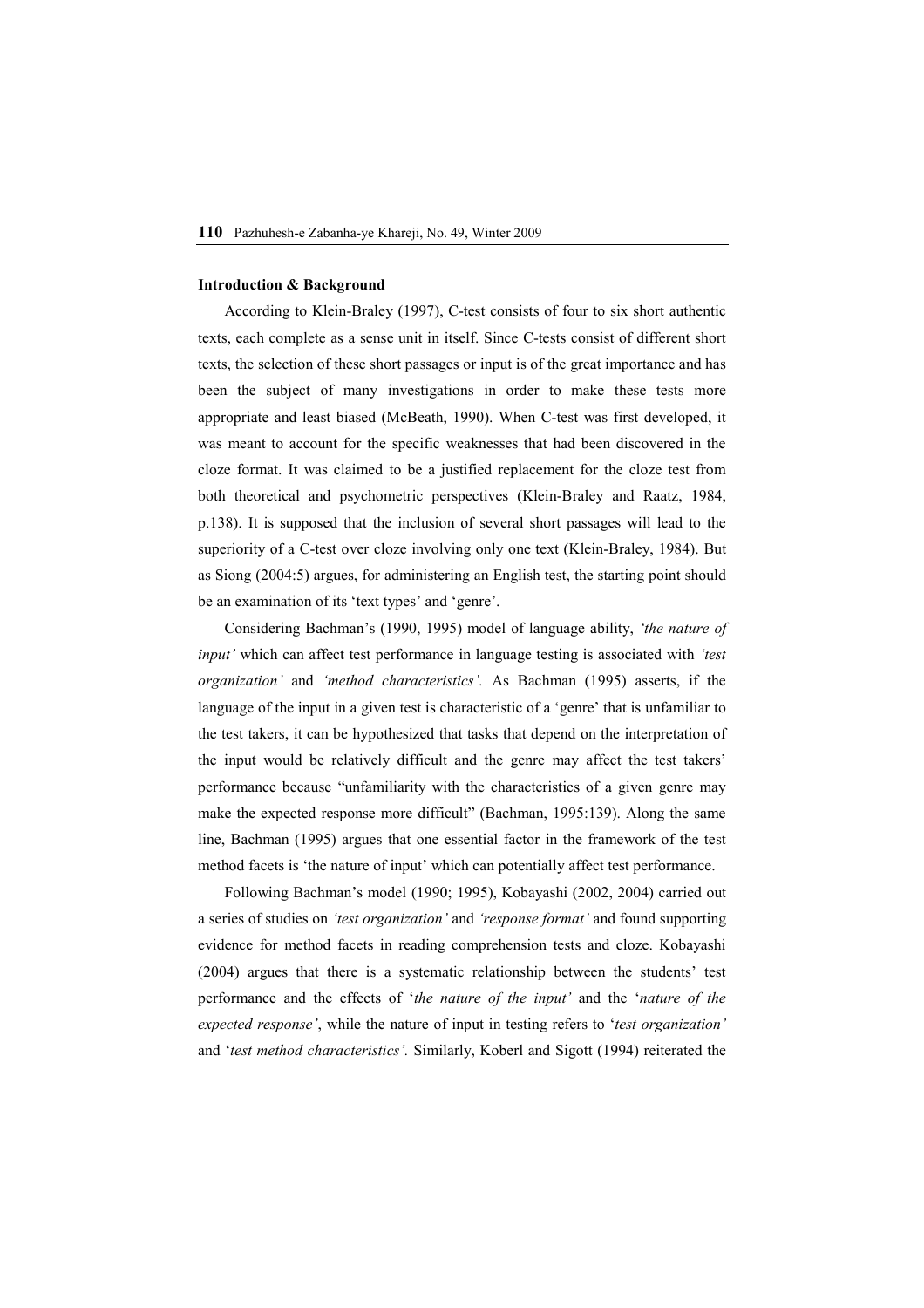**Introduction & Background**

According to Klein-Braley (1997), C-test consists of four to six short authentic texts, each complete as a sense unit in itself. Since C-tests consist of different short texts, the selection of these short passages or input is of the great importance and has been the subject of many investigations in order to make these tests more appropriate and least biased (McBeath, 1990). When C-test was first developed, it was meant to account for the specific weaknesses that had been discovered in the cloze format. It was claimed to be a justified replacement for the cloze test from both theoretical and psychometric perspectives (Klein-Braley and Raatz, 1984, p.138). It is supposed that the inclusion of several short passages will lead to the superiority of a C-test over cloze involving only one text (Klein-Braley, 1984). But as Siong (2004:5) argues, for administering an English test, the starting point should be an examination of its 'text types' and 'genre'.

Considering Bachman's (1990, 1995) model of language ability, *'the nature of input'* which can affect test performance in language testing is associated with *'test organization'* and *'method characteristics'.* As Bachman (1995) asserts, if the language of the input in a given test is characteristic of a 'genre' that is unfamiliar to the test takers, it can be hypothesized that tasks that depend on the interpretation of the input would be relatively difficult and the genre may affect the test takers' performance because "unfamiliarity with the characteristics of a given genre may make the expected response more difficult" (Bachman, 1995:139). Along the same line, Bachman (1995) argues that one essential factor in the framework of the test method facets is 'the nature of input' which can potentially affect test performance.

Following Bachman's model (1990; 1995), Kobayashi (2002, 2004) carried out a series of studies on *'test organization'* and *'response format'* and found supporting evidence for method facets in reading comprehension tests and cloze. Kobayashi (2004) argues that there is a systematic relationship between the students' test performance and the effects of '*the nature of the input'* and the '*nature of the expected response'*, while the nature of input in testing refers to '*test organization'* and '*test method characteristics'.* Similarly, Koberl and Sigott (1994) reiterated the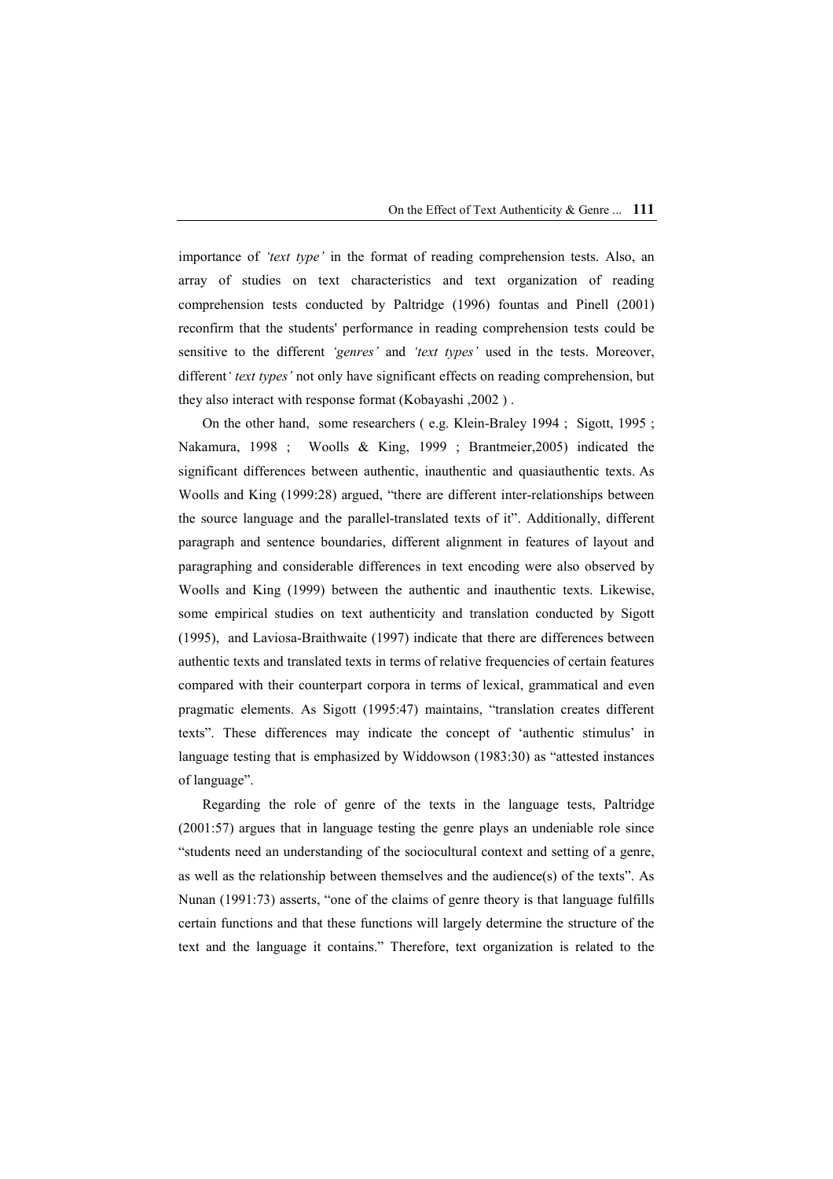importance of *'text type'* in the format of reading comprehension tests. Also, an array of studies on text characteristics and text organization of reading comprehension tests conducted by Paltridge (1996) fountas and Pinell (2001) reconfirm that the students' performance in reading comprehension tests could be sensitive to the different *'genres'* and *'text types'* used in the tests. Moreover, different*' text types'* not only have significant effects on reading comprehension, but they also interact with response format (Kobayashi ,2002 ) .

On the other hand, some researchers ( e.g. Klein-Braley 1994 ; Sigott, 1995 ; Nakamura, 1998 ; Woolls & King, 1999 ; Brantmeier,2005) indicated the significant differences between authentic, inauthentic and quasiauthentic texts. As Woolls and King (1999:28) argued, "there are different inter-relationships between the source language and the parallel-translated texts of it". Additionally, different paragraph and sentence boundaries, different alignment in features of layout and paragraphing and considerable differences in text encoding were also observed by Woolls and King (1999) between the authentic and inauthentic texts. Likewise, some empirical studies on text authenticity and translation conducted by Sigott (1995), and Laviosa-Braithwaite (1997) indicate that there are differences between authentic texts and translated texts in terms of relative frequencies of certain features compared with their counterpart corpora in terms of lexical, grammatical and even pragmatic elements. As Sigott (1995:47) maintains, "translation creates different texts". These differences may indicate the concept of 'authentic stimulus' in language testing that is emphasized by Widdowson (1983:30) as "attested instances of language".

Regarding the role of genre of the texts in the language tests, Paltridge (2001:57) argues that in language testing the genre plays an undeniable role since "students need an understanding of the sociocultural context and setting of a genre, as well as the relationship between themselves and the audience(s) of the texts". As Nunan (1991:73) asserts, "one of the claims of genre theory is that language fulfills certain functions and that these functions will largely determine the structure of the text and the language it contains." Therefore, text organization is related to the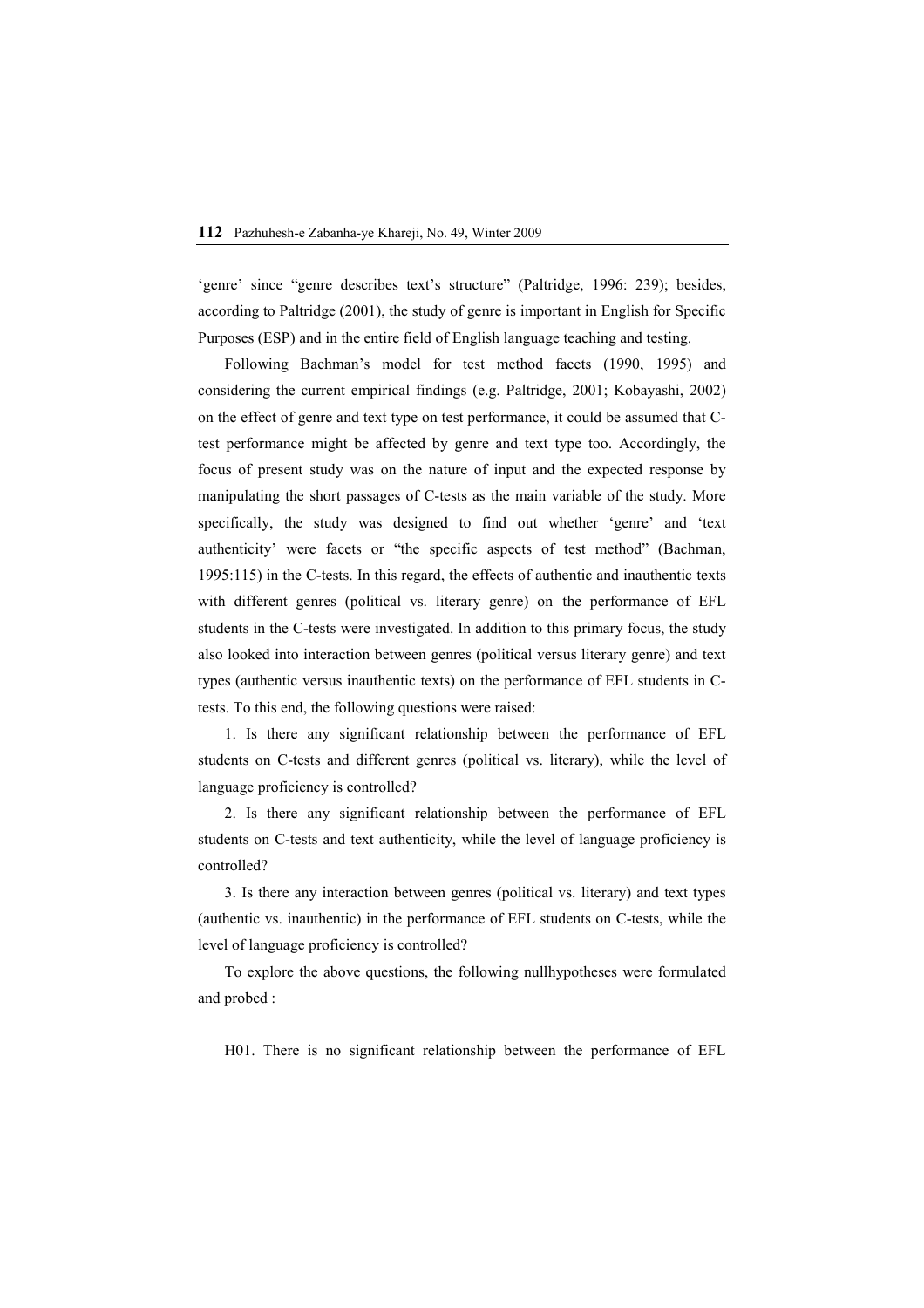'genre' since "genre describes text's structure" (Paltridge, 1996: 239); besides, according to Paltridge (2001), the study of genre is important in English for Specific Purposes (ESP) and in the entire field of English language teaching and testing.

Following Bachman's model for test method facets (1990, 1995) and considering the current empirical findings (e.g. Paltridge, 2001; Kobayashi, 2002) on the effect of genre and text type on test performance, it could be assumed that C-test performance might be affected by genre and text type too. Accordingly, the focus of present study was on the nature of input and the expected response by manipulating the short passages of C-tests as the main variable of the study. More specifically, the study was designed to find out whether 'genre' and 'text authenticity' were facets or "the specific aspects of test method" (Bachman, 1995:115) in the C-tests. In this regard, the effects of authentic and inauthentic texts with different genres (political vs. literary genre) on the performance of EFL students in the C-tests were investigated. In addition to this primary focus, the study also looked into interaction between genres (political versus literary genre) and text types (authentic versus inauthentic texts) on the performance of EFL students in C-tests. To this end, the following questions were raised:

1. Is there any significant relationship between the performance of EFL students on C-tests and different genres (political vs. literary), while the level of language proficiency is controlled?

2. Is there any significant relationship between the performance of EFL students on C-tests and text authenticity, while the level of language proficiency is controlled?

3. Is there any interaction between genres (political vs. literary) and text types (authentic vs. inauthentic) in the performance of EFL students on C-tests, while the level of language proficiency is controlled?

To explore the above questions, the following nullhypotheses were formulated and probed :

H01. There is no significant relationship between the performance of EFL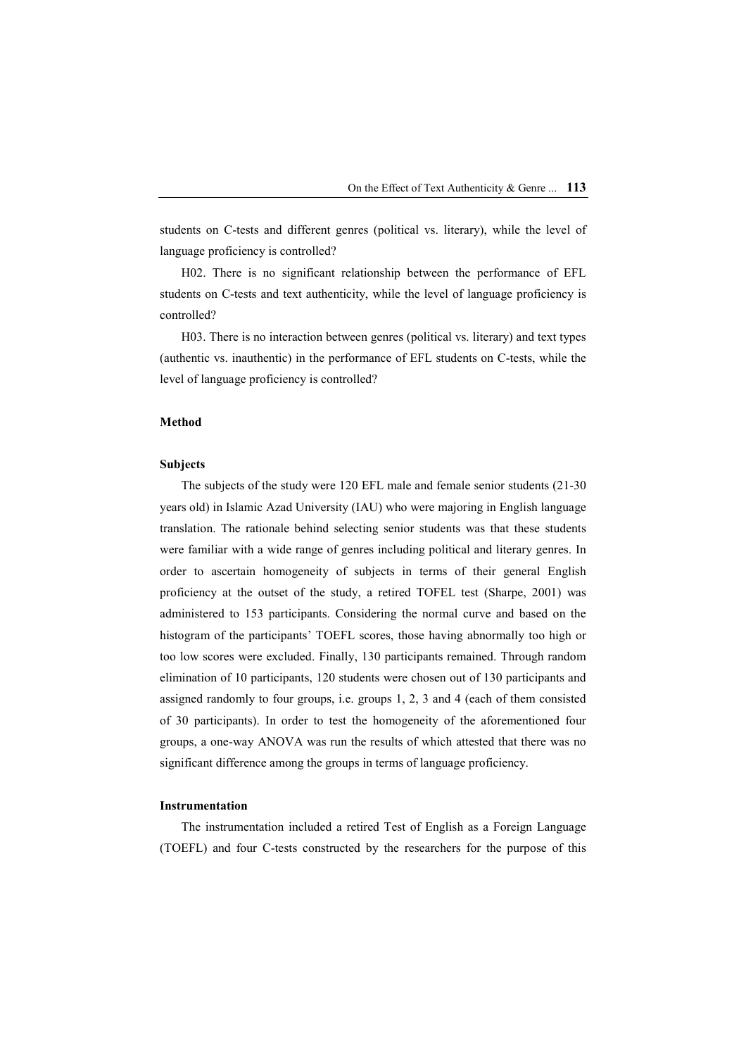students on C-tests and different genres (political vs. literary), while the level of language proficiency is controlled?

H02. There is no significant relationship between the performance of EFL students on C-tests and text authenticity, while the level of language proficiency is controlled?

H03. There is no interaction between genres (political vs. literary) and text types (authentic vs. inauthentic) in the performance of EFL students on C-tests, while the level of language proficiency is controlled?

## Method

### Subjects

The subjects of the study were 120 EFL male and female senior students (21-30 years old) in Islamic Azad University (IAU) who were majoring in English language translation. The rationale behind selecting senior students was that these students were familiar with a wide range of genres including political and literary genres. In order to ascertain homogeneity of subjects in terms of their general English proficiency at the outset of the study, a retired TOFEL test (Sharpe, 2001) was administered to 153 participants. Considering the normal curve and based on the histogram of the participants' TOEFL scores, those having abnormally too high or too low scores were excluded. Finally, 130 participants remained. Through random elimination of 10 participants, 120 students were chosen out of 130 participants and assigned randomly to four groups, i.e. groups 1, 2, 3 and 4 (each of them consisted of 30 participants). In order to test the homogeneity of the aforementioned four groups, a one-way ANOVA was run the results of which attested that there was no significant difference among the groups in terms of language proficiency.

### Instrumentation

The instrumentation included a retired Test of English as a Foreign Language (TOEFL) and four C-tests constructed by the researchers for the purpose of this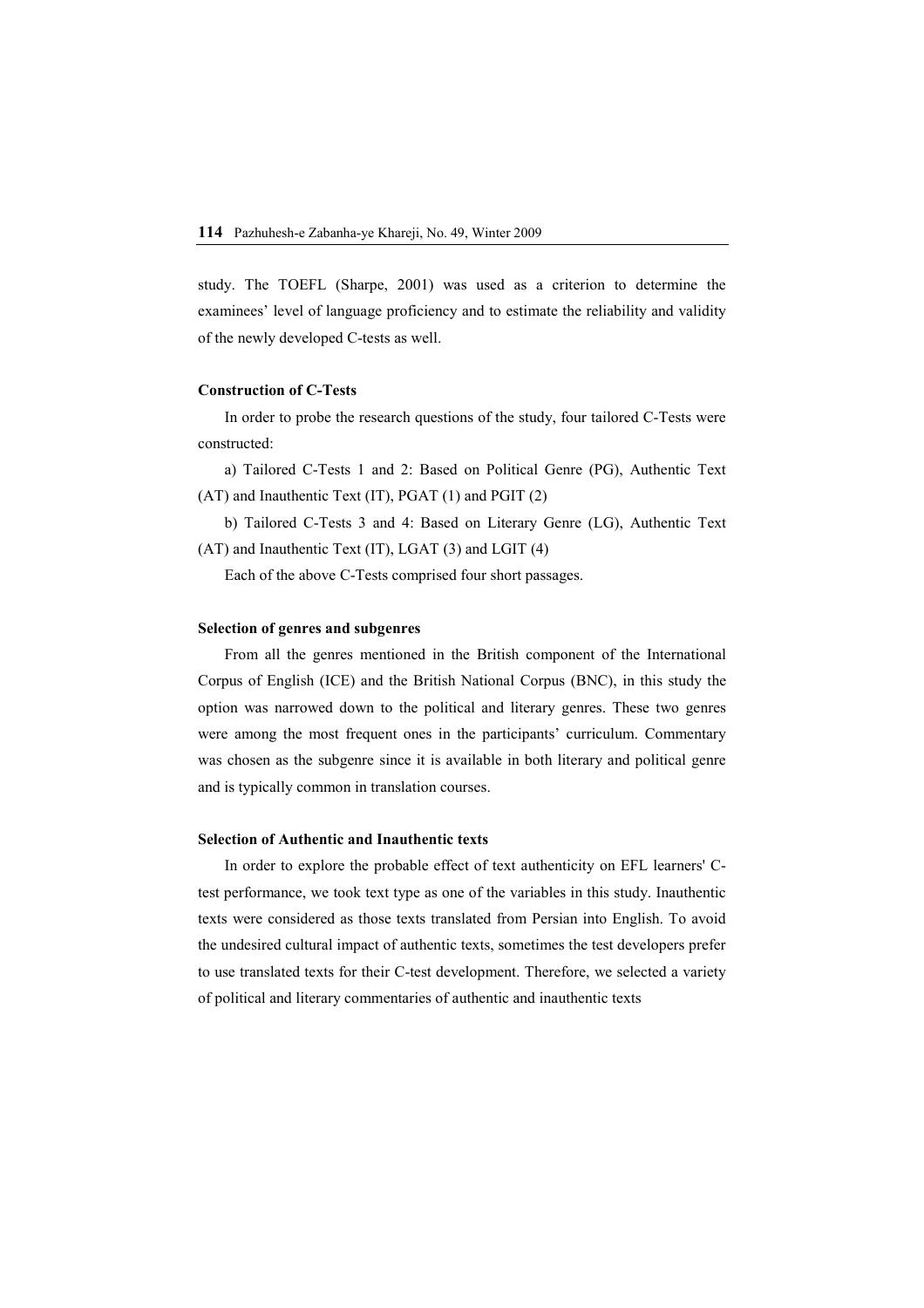study. The TOEFL (Sharpe, 2001) was used as a criterion to determine the examinees' level of language proficiency and to estimate the reliability and validity of the newly developed C-tests as well.

### Construction of C-Tests

In order to probe the research questions of the study, four tailored C-Tests were constructed:

a) Tailored C-Tests 1 and 2: Based on Political Genre (PG), Authentic Text (AT) and Inauthentic Text (IT), PGAT (1) and PGIT (2)

b) Tailored C-Tests 3 and 4: Based on Literary Genre (LG), Authentic Text (AT) and Inauthentic Text (IT), LGAT (3) and LGIT (4)

Each of the above C-Tests comprised four short passages.

### Selection of genres and subgenres

From all the genres mentioned in the British component of the International Corpus of English (ICE) and the British National Corpus (BNC), in this study the option was narrowed down to the political and literary genres. These two genres were among the most frequent ones in the participants' curriculum. Commentary was chosen as the subgenre since it is available in both literary and political genre and is typically common in translation courses.

### Selection of Authentic and Inauthentic texts

In order to explore the probable effect of text authenticity on EFL learners' C-test performance, we took text type as one of the variables in this study. Inauthentic texts were considered as those texts translated from Persian into English. To avoid the undesired cultural impact of authentic texts, sometimes the test developers prefer to use translated texts for their C-test development. Therefore, we selected a variety of political and literary commentaries of authentic and inauthentic texts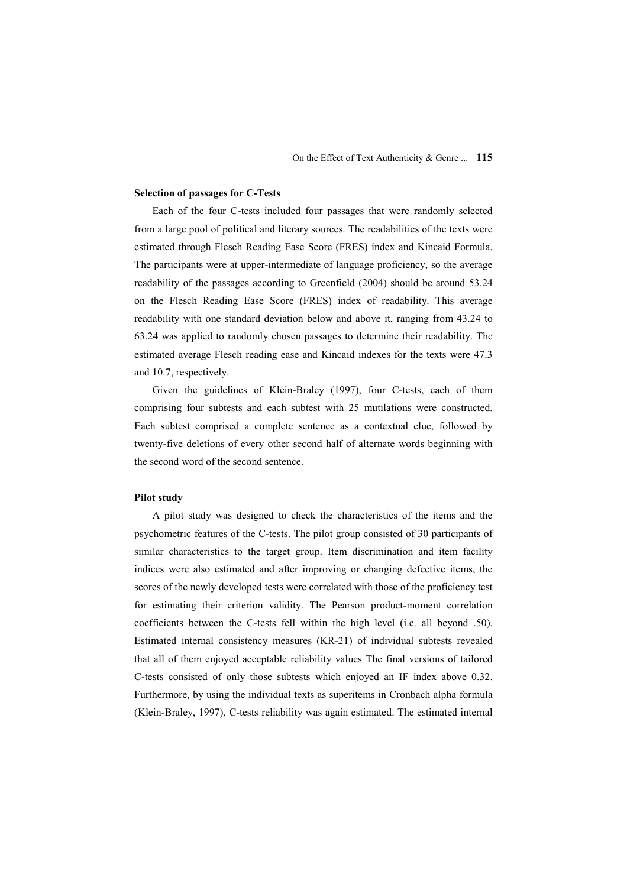### Selection of passages for C-Tests

Each of the four C-tests included four passages that were randomly selected from a large pool of political and literary sources. The readabilities of the texts were estimated through Flesch Reading Ease Score (FRES) index and Kincaid Formula. The participants were at upper-intermediate of language proficiency, so the average readability of the passages according to Greenfield (2004) should be around 53.24 on the Flesch Reading Ease Score (FRES) index of readability. This average readability with one standard deviation below and above it, ranging from 43.24 to 63.24 was applied to randomly chosen passages to determine their readability. The estimated average Flesch reading ease and Kincaid indexes for the texts were 47.3 and 10.7, respectively.

Given the guidelines of Klein-Braley (1997), four C-tests, each of them comprising four subtests and each subtest with 25 mutilations were constructed. Each subtest comprised a complete sentence as a contextual clue, followed by twenty-five deletions of every other second half of alternate words beginning with the second word of the second sentence.

### Pilot study

A pilot study was designed to check the characteristics of the items and the psychometric features of the C-tests. The pilot group consisted of 30 participants of similar characteristics to the target group. Item discrimination and item facility indices were also estimated and after improving or changing defective items, the scores of the newly developed tests were correlated with those of the proficiency test for estimating their criterion validity. The Pearson product-moment correlation coefficients between the C-tests fell within the high level (i.e. all beyond .50). Estimated internal consistency measures (KR-21) of individual subtests revealed that all of them enjoyed acceptable reliability values The final versions of tailored C-tests consisted of only those subtests which enjoyed an IF index above 0.32. Furthermore, by using the individual texts as superitems in Cronbach alpha formula (Klein-Braley, 1997), C-tests reliability was again estimated. The estimated internal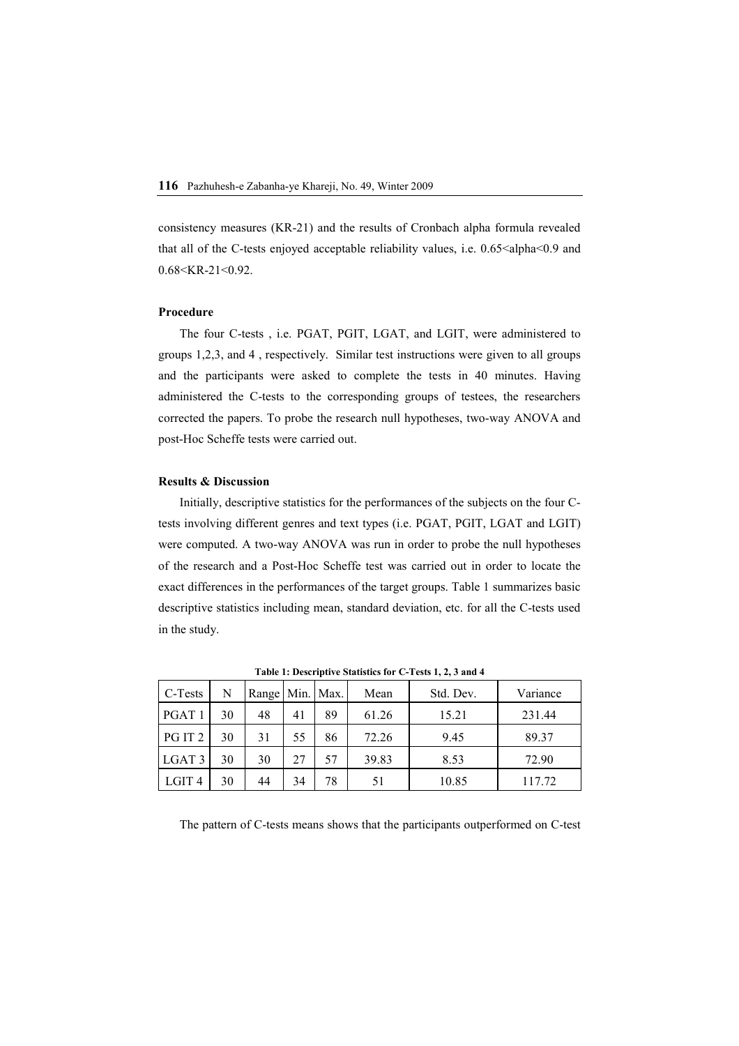consistency measures (KR-21) and the results of Cronbach alpha formula revealed that all of the C-tests enjoyed acceptable reliability values, i.e. 0.65<alpha<0.9 and 0.68<KR-21<0.92.

### Procedure

The four C-tests , i.e. PGAT, PGIT, LGAT, and LGIT, were administered to groups 1,2,3, and 4 , respectively. Similar test instructions were given to all groups and the participants were asked to complete the tests in 40 minutes. Having administered the C-tests to the corresponding groups of testees, the researchers corrected the papers. To probe the research null hypotheses, two-way ANOVA and post-Hoc Scheffe tests were carried out.

### Results & Discussion

Initially, descriptive statistics for the performances of the subjects on the four C-tests involving different genres and text types (i.e. PGAT, PGIT, LGAT and LGIT) were computed. A two-way ANOVA was run in order to probe the null hypotheses of the research and a Post-Hoc Scheffe test was carried out in order to locate the exact differences in the performances of the target groups. Table 1 summarizes basic descriptive statistics including mean, standard deviation, etc. for all the C-tests used in the study.

**Table 1: Descriptive Statistics for C-Tests 1, 2, 3 and 4**

| C-Tests | N | Range | Min. | Max. | Mean | Std. Dev. | Variance |
|---|---|---|---|---|---|---|---|
| PGAT 1 | 30 | 48 | 41 | 89 | 61.26 | 15.21 | 231.44 |
| PG IT 2 | 30 | 31 | 55 | 86 | 72.26 | 9.45 | 89.37 |
| LGAT 3 | 30 | 30 | 27 | 57 | 39.83 | 8.53 | 72.90 |
| LGIT 4 | 30 | 44 | 34 | 78 | 51 | 10.85 | 117.72 |

The pattern of C-tests means shows that the participants outperformed on C-test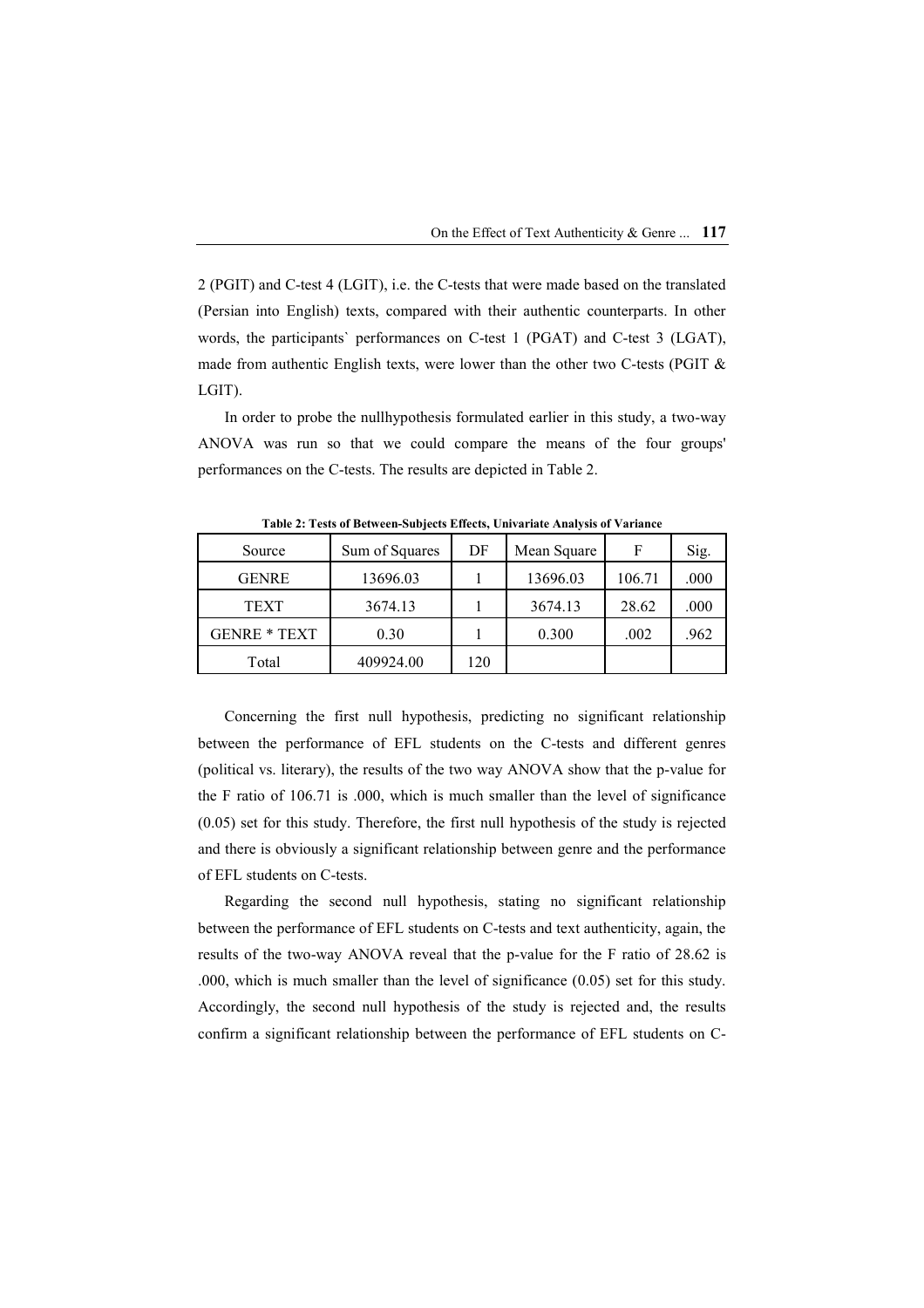2 (PGIT) and C-test 4 (LGIT), i.e. the C-tests that were made based on the translated (Persian into English) texts, compared with their authentic counterparts. In other words, the participants` performances on C-test 1 (PGAT) and C-test 3 (LGAT), made from authentic English texts, were lower than the other two C-tests (PGIT & LGIT).

In order to probe the nullhypothesis formulated earlier in this study, a two-way ANOVA was run so that we could compare the means of the four groups' performances on the C-tests. The results are depicted in Table 2.

**Table 2: Tests of Between-Subjects Effects, Univariate Analysis of Variance**

| Source | Sum of Squares | DF | Mean Square | F | Sig. |
|---|---|---|---|---|---|
| GENRE | 13696.03 | 1 | 13696.03 | 106.71 | .000 |
| TEXT | 3674.13 | 1 | 3674.13 | 28.62 | .000 |
| GENRE * TEXT | 0.30 | 1 | 0.300 | .002 | .962 |
| Total | 409924.00 | 120 | | | |

Concerning the first null hypothesis, predicting no significant relationship between the performance of EFL students on the C-tests and different genres (political vs. literary), the results of the two way ANOVA show that the p-value for the F ratio of 106.71 is .000, which is much smaller than the level of significance (0.05) set for this study. Therefore, the first null hypothesis of the study is rejected and there is obviously a significant relationship between genre and the performance of EFL students on C-tests.

Regarding the second null hypothesis, stating no significant relationship between the performance of EFL students on C-tests and text authenticity, again, the results of the two-way ANOVA reveal that the p-value for the F ratio of 28.62 is .000, which is much smaller than the level of significance (0.05) set for this study. Accordingly, the second null hypothesis of the study is rejected and, the results confirm a significant relationship between the performance of EFL students on C-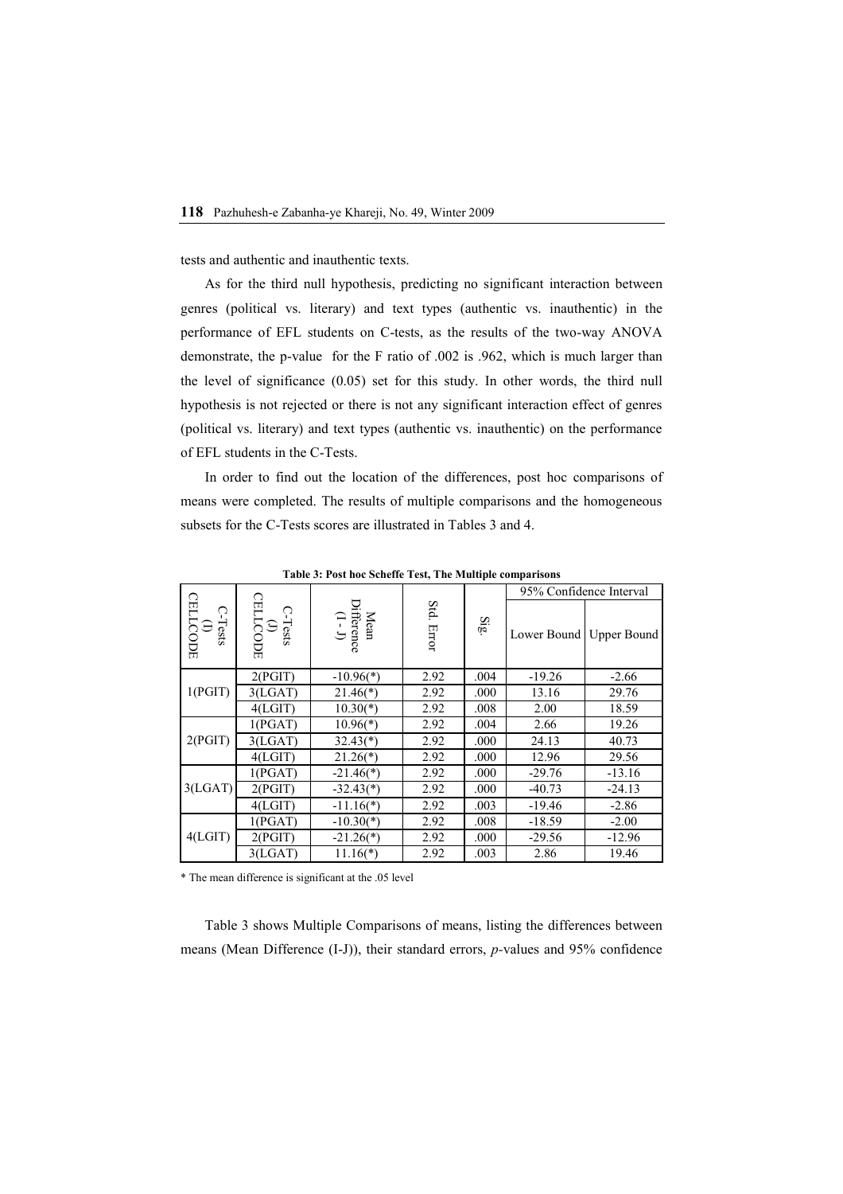tests and authentic and inauthentic texts.

As for the third null hypothesis, predicting no significant interaction between genres (political vs. literary) and text types (authentic vs. inauthentic) in the performance of EFL students on C-tests, as the results of the two-way ANOVA demonstrate, the p-value for the F ratio of .002 is .962, which is much larger than the level of significance (0.05) set for this study. In other words, the third null hypothesis is not rejected or there is not any significant interaction effect of genres (political vs. literary) and text types (authentic vs. inauthentic) on the performance of EFL students in the C-Tests.

In order to find out the location of the differences, post hoc comparisons of means were completed. The results of multiple comparisons and the homogeneous subsets for the C-Tests scores are illustrated in Tables 3 and 4.

**Table 3: Post hoc Scheffe Test, The Multiple comparisons**

| C-Tests (I) CELLCODE | C-Tests (J) CELLCODE | Mean Difference (I - J) | Std. Error | Sig. | 95% Confidence Interval | |
|---|---|---|---|---|---|---|
| | | | | | Lower Bound | Upper Bound |
| 1(PGIT) | 2(PGIT) | -10.96(*) | 2.92 | .004 | -19.26 | -2.66 |
| | 3(LGAT) | 21.46(*) | 2.92 | .000 | 13.16 | 29.76 |
| | 4(LGIT) | 10.30(*) | 2.92 | .008 | 2.00 | 18.59 |
| 2(PGIT) | 1(PGAT) | 10.96(*) | 2.92 | .004 | 2.66 | 19.26 |
| | 3(LGAT) | 32.43(*) | 2.92 | .000 | 24.13 | 40.73 |
| | 4(LGIT) | 21.26(*) | 2.92 | .000 | 12.96 | 29.56 |
| 3(LGAT) | 1(PGAT) | -21.46(*) | 2.92 | .000 | -29.76 | -13.16 |
| | 2(PGIT) | -32.43(*) | 2.92 | .000 | -40.73 | -24.13 |
| | 4(LGIT) | -11.16(*) | 2.92 | .003 | -19.46 | -2.86 |
| 4(LGIT) | 1(PGAT) | -10.30(*) | 2.92 | .008 | -18.59 | -2.00 |
| | 2(PGIT) | -21.26(*) | 2.92 | .000 | -29.56 | -12.96 |
| | 3(LGAT) | 11.16(*) | 2.92 | .003 | 2.86 | 19.46 |

\* The mean difference is significant at the .05 level

Table 3 shows Multiple Comparisons of means, listing the differences between means (Mean Difference (I-J)), their standard errors, *p*-values and 95% confidence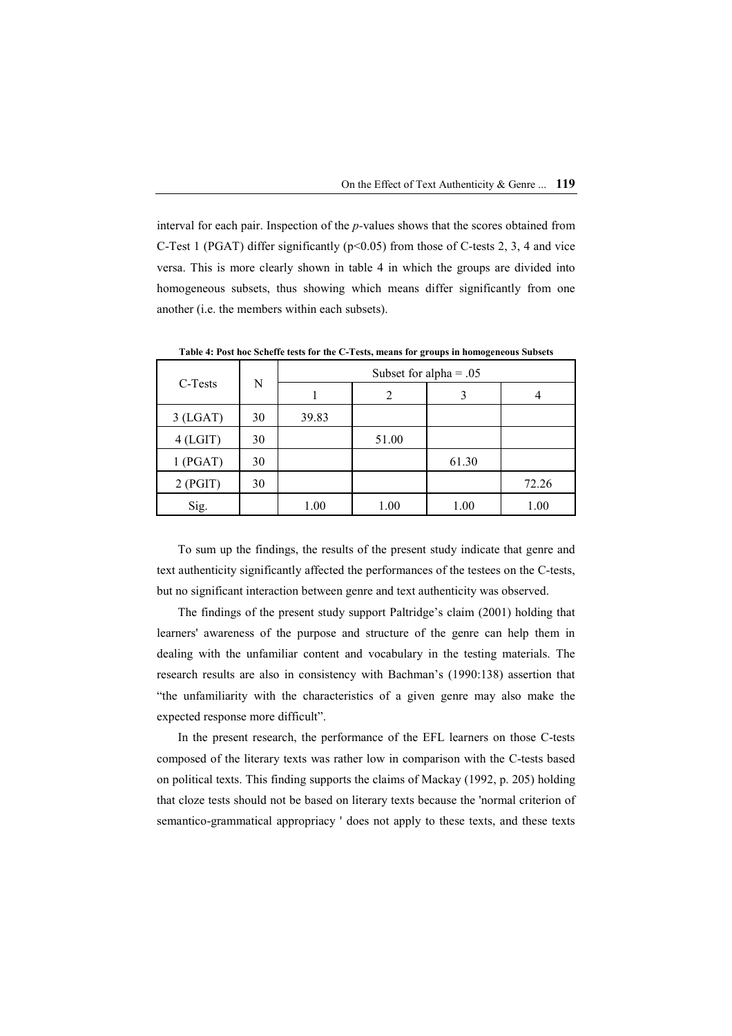interval for each pair. Inspection of the *p*-values shows that the scores obtained from C-Test 1 (PGAT) differ significantly ($p<0.05$) from those of C-tests 2, 3, 4 and vice versa. This is more clearly shown in table 4 in which the groups are divided into homogeneous subsets, thus showing which means differ significantly from one another (i.e. the members within each subsets).

**Table 4: Post hoc Scheffe tests for the C-Tests, means for groups in homogeneous Subsets**

| C-Tests | N | Subset for alpha = .05 | | | |
|---|---|---|---|---|---|
| | | 1 | 2 | 3 | 4 |
| 3 (LGAT) | 30 | 39.83 | | | |
| 4 (LGIT) | 30 | | 51.00 | | |
| 1 (PGAT) | 30 | | | 61.30 | |
| 2 (PGIT) | 30 | | | | 72.26 |
| Sig. | | 1.00 | 1.00 | 1.00 | 1.00 |

To sum up the findings, the results of the present study indicate that genre and text authenticity significantly affected the performances of the testees on the C-tests, but no significant interaction between genre and text authenticity was observed.

The findings of the present study support Paltridge's claim (2001) holding that learners' awareness of the purpose and structure of the genre can help them in dealing with the unfamiliar content and vocabulary in the testing materials. The research results are also in consistency with Bachman's (1990:138) assertion that "the unfamiliarity with the characteristics of a given genre may also make the expected response more difficult".

In the present research, the performance of the EFL learners on those C-tests composed of the literary texts was rather low in comparison with the C-tests based on political texts. This finding supports the claims of Mackay (1992, p. 205) holding that cloze tests should not be based on literary texts because the 'normal criterion of semantico-grammatical appropriacy ' does not apply to these texts, and these texts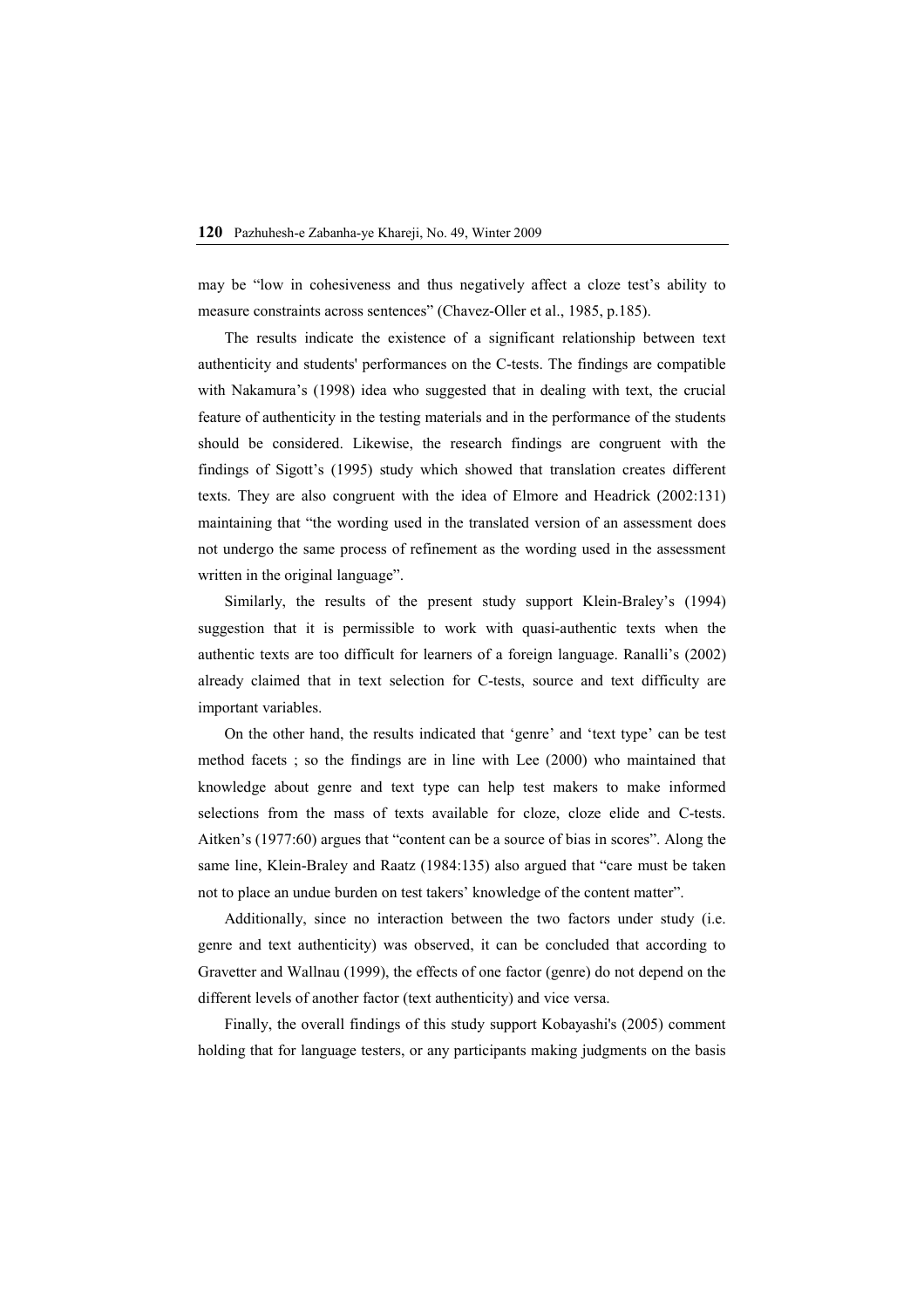may be "low in cohesiveness and thus negatively affect a cloze test's ability to measure constraints across sentences" (Chavez-Oller et al., 1985, p.185).

The results indicate the existence of a significant relationship between text authenticity and students' performances on the C-tests. The findings are compatible with Nakamura's (1998) idea who suggested that in dealing with text, the crucial feature of authenticity in the testing materials and in the performance of the students should be considered. Likewise, the research findings are congruent with the findings of Sigott's (1995) study which showed that translation creates different texts. They are also congruent with the idea of Elmore and Headrick (2002:131) maintaining that "the wording used in the translated version of an assessment does not undergo the same process of refinement as the wording used in the assessment written in the original language".

Similarly, the results of the present study support Klein-Braley's (1994) suggestion that it is permissible to work with quasi-authentic texts when the authentic texts are too difficult for learners of a foreign language. Ranalli's (2002) already claimed that in text selection for C-tests, source and text difficulty are important variables.

On the other hand, the results indicated that 'genre' and 'text type' can be test method facets ; so the findings are in line with Lee (2000) who maintained that knowledge about genre and text type can help test makers to make informed selections from the mass of texts available for cloze, cloze elide and C-tests. Aitken's (1977:60) argues that "content can be a source of bias in scores". Along the same line, Klein-Braley and Raatz (1984:135) also argued that "care must be taken not to place an undue burden on test takers' knowledge of the content matter".

Additionally, since no interaction between the two factors under study (i.e. genre and text authenticity) was observed, it can be concluded that according to Gravetter and Wallnau (1999), the effects of one factor (genre) do not depend on the different levels of another factor (text authenticity) and vice versa.

Finally, the overall findings of this study support Kobayashi's (2005) comment holding that for language testers, or any participants making judgments on the basis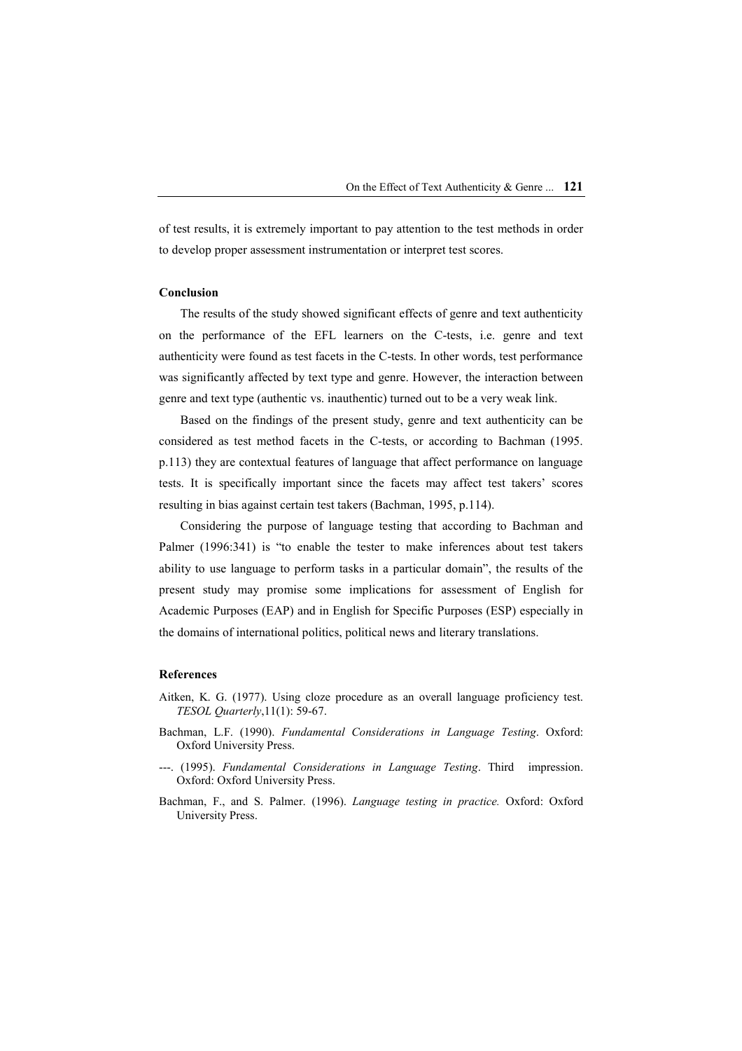of test results, it is extremely important to pay attention to the test methods in order to develop proper assessment instrumentation or interpret test scores.

### Conclusion

The results of the study showed significant effects of genre and text authenticity on the performance of the EFL learners on the C-tests, i.e. genre and text authenticity were found as test facets in the C-tests. In other words, test performance was significantly affected by text type and genre. However, the interaction between genre and text type (authentic vs. inauthentic) turned out to be a very weak link.

Based on the findings of the present study, genre and text authenticity can be considered as test method facets in the C-tests, or according to Bachman (1995. p.113) they are contextual features of language that affect performance on language tests. It is specifically important since the facets may affect test takers' scores resulting in bias against certain test takers (Bachman, 1995, p.114).

Considering the purpose of language testing that according to Bachman and Palmer (1996:341) is "to enable the tester to make inferences about test takers ability to use language to perform tasks in a particular domain", the results of the present study may promise some implications for assessment of English for Academic Purposes (EAP) and in English for Specific Purposes (ESP) especially in the domains of international politics, political news and literary translations.

### References

Aitken, K. G. (1977). Using cloze procedure as an overall language proficiency test. *TESOL Quarterly*,11(1): 59-67.

Bachman, L.F. (1990). *Fundamental Considerations in Language Testing*. Oxford: Oxford University Press.

---. (1995). *Fundamental Considerations in Language Testing*. Third impression. Oxford: Oxford University Press.

Bachman, F., and S. Palmer. (1996). *Language testing in practice.* Oxford: Oxford University Press.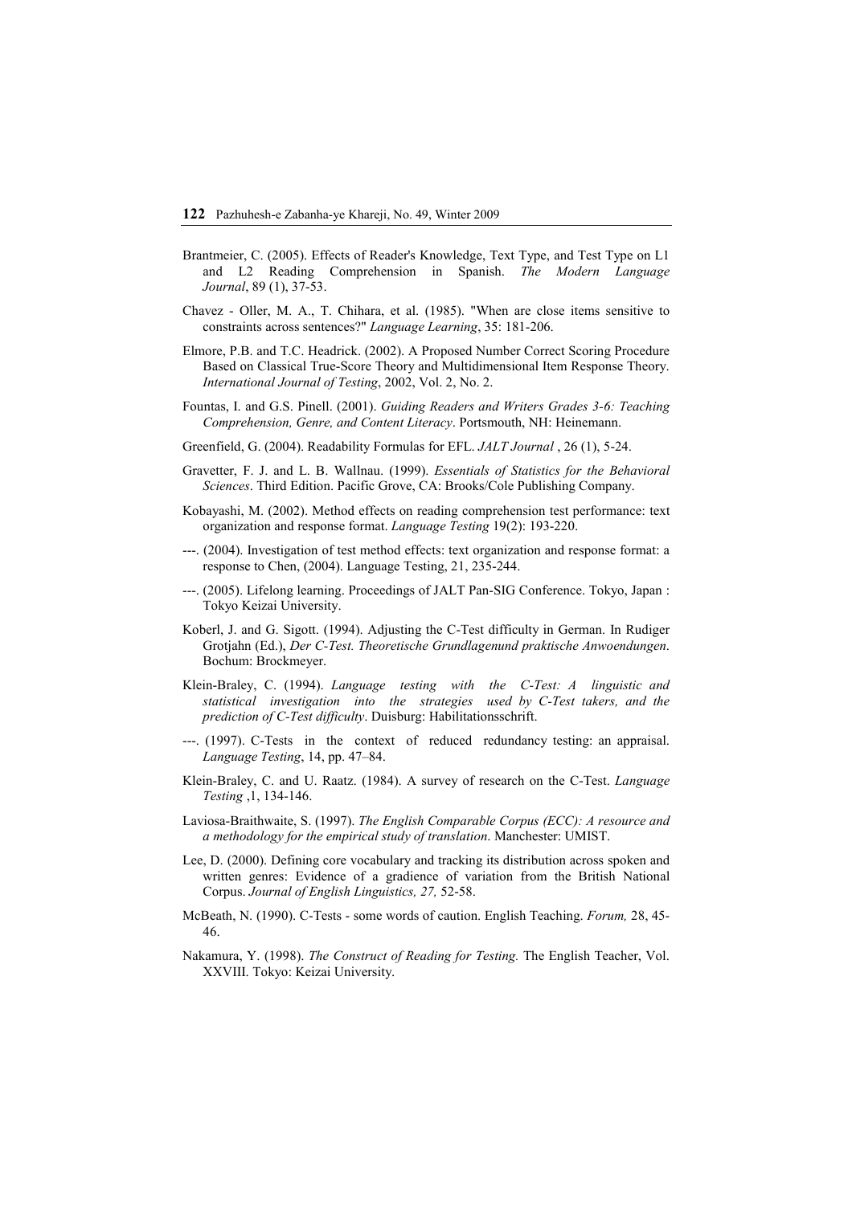Brantmeier, C. (2005). Effects of Reader's Knowledge, Text Type, and Test Type on L1 and L2 Reading Comprehension in Spanish. *The Modern Language Journal*, 89 (1), 37-53.

Chavez - Oller, M. A., T. Chihara, et al. (1985). "When are close items sensitive to constraints across sentences?" *Language Learning*, 35: 181-206.

Elmore, P.B. and T.C. Headrick. (2002). A Proposed Number Correct Scoring Procedure Based on Classical True-Score Theory and Multidimensional Item Response Theory. *International Journal of Testing*, 2002, Vol. 2, No. 2.

Fountas, I. and G.S. Pinell. (2001). *Guiding Readers and Writers Grades 3-6: Teaching Comprehension, Genre, and Content Literacy*. Portsmouth, NH: Heinemann.

Greenfield, G. (2004). Readability Formulas for EFL. *JALT Journal* , 26 (1), 5-24.

Gravetter, F. J. and L. B. Wallnau. (1999). *Essentials of Statistics for the Behavioral Sciences*. Third Edition. Pacific Grove, CA: Brooks/Cole Publishing Company.

Kobayashi, M. (2002). Method effects on reading comprehension test performance: text organization and response format. *Language Testing* 19(2): 193-220.

---. (2004). Investigation of test method effects: text organization and response format: a response to Chen, (2004). Language Testing, 21, 235-244.

---. (2005). Lifelong learning. Proceedings of JALT Pan-SIG Conference. Tokyo, Japan : Tokyo Keizai University.

Koberl, J. and G. Sigott. (1994). Adjusting the C-Test difficulty in German. In Rudiger Grotjahn (Ed.), *Der C-Test. Theoretische Grundlagenund praktische Anwoendungen*. Bochum: Brockmeyer.

Klein-Braley, C. (1994). *Language testing with the C-Test: A linguistic and statistical investigation into the strategies used by C-Test takers, and the prediction of C-Test difficulty*. Duisburg: Habilitationsschrift.

---. (1997). C-Tests in the context of reduced redundancy testing: an appraisal. *Language Testing*, 14, pp. 47–84.

Klein-Braley, C. and U. Raatz. (1984). A survey of research on the C-Test. *Language Testing* ,1, 134-146.

Laviosa-Braithwaite, S. (1997). *The English Comparable Corpus (ECC): A resource and a methodology for the empirical study of translation*. Manchester: UMIST.

Lee, D. (2000). Defining core vocabulary and tracking its distribution across spoken and written genres: Evidence of a gradience of variation from the British National Corpus. *Journal of English Linguistics, 27,* 52-58.

McBeath, N. (1990). C-Tests - some words of caution. English Teaching. *Forum,* 28, 45-46.

Nakamura, Y. (1998). *The Construct of Reading for Testing.* The English Teacher, Vol. XXVIII. Tokyo: Keizai University.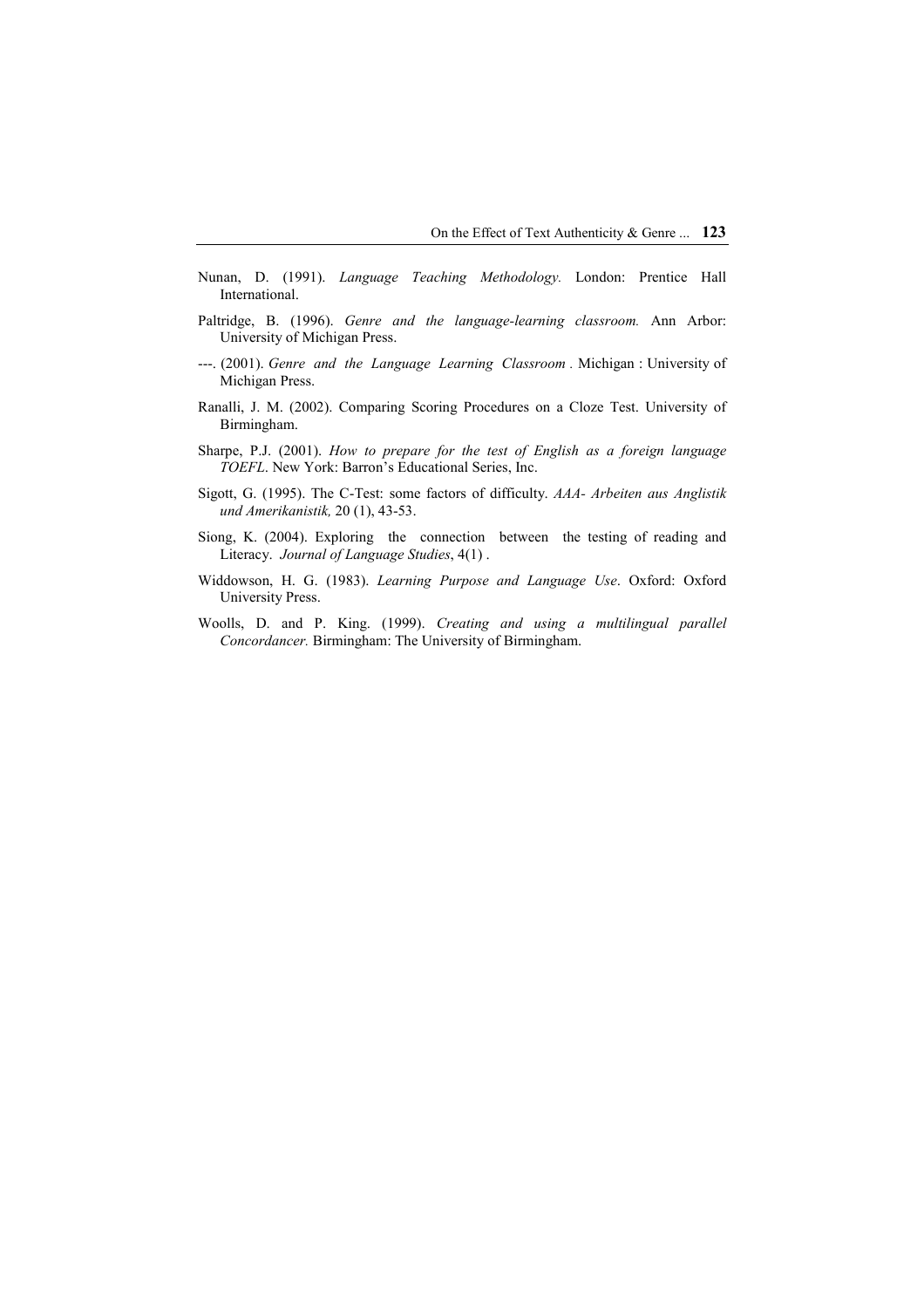Nunan, D. (1991). *Language Teaching Methodology.* London: Prentice Hall International.

Paltridge, B. (1996). *Genre and the language-learning classroom.* Ann Arbor: University of Michigan Press.

---. (2001). *Genre and the Language Learning Classroom .* Michigan : University of Michigan Press.

Ranalli, J. M. (2002). Comparing Scoring Procedures on a Cloze Test. University of Birmingham.

Sharpe, P.J. (2001). *How to prepare for the test of English as a foreign language TOEFL*. New York: Barron's Educational Series, Inc.

Sigott, G. (1995). The C-Test: some factors of difficulty. *AAA- Arbeiten aus Anglistik und Amerikanistik,* 20 (1), 43-53.

Siong, K. (2004). Exploring the connection between the testing of reading and Literacy. *Journal of Language Studies*, 4(1) .

Widdowson, H. G. (1983). *Learning Purpose and Language Use*. Oxford: Oxford University Press.

Woolls, D. and P. King. (1999). *Creating and using a multilingual parallel Concordancer.* Birmingham: The University of Birmingham.